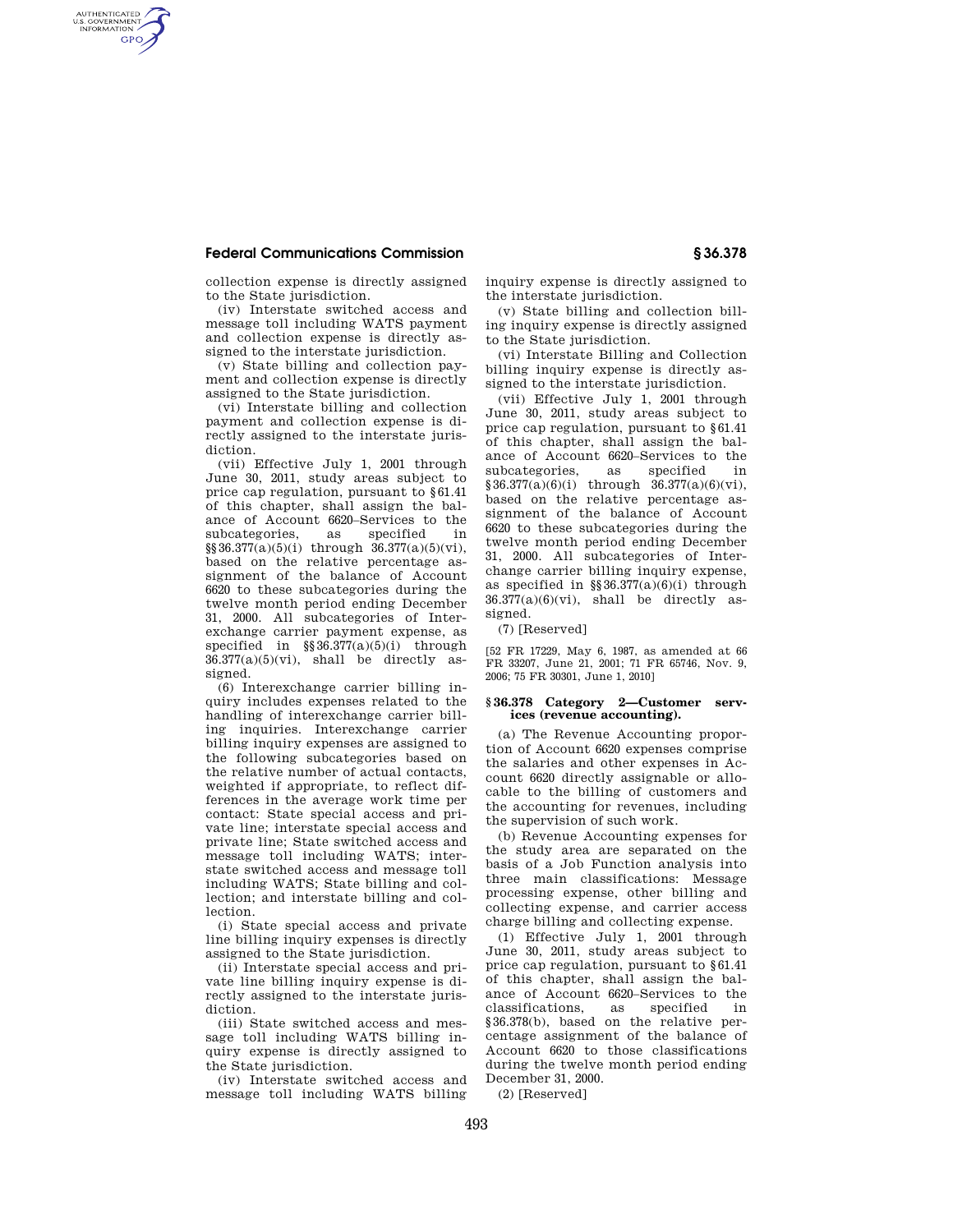collection expense is directly assigned to the State jurisdiction.

(iv) Interstate switched access and message toll including WATS payment and collection expense is directly assigned to the interstate jurisdiction.

(v) State billing and collection payment and collection expense is directly assigned to the State jurisdiction.

(vi) Interstate billing and collection payment and collection expense is directly assigned to the interstate jurisdiction.

(vii) Effective July 1, 2001 through June 30, 2011, study areas subject to price cap regulation, pursuant to §61.41 of this chapter, shall assign the balance of Account 6620–Services to the subcategories, as specified in §§36.377(a)(5)(i) through 36.377(a)(5)(vi), based on the relative percentage assignment of the balance of Account 6620 to these subcategories during the twelve month period ending December 31, 2000. All subcategories of Interexchange carrier payment expense, as specified in §§36.377(a)(5)(i) through 36.377(a)(5)(vi), shall be directly assigned.

(6) Interexchange carrier billing inquiry includes expenses related to the handling of interexchange carrier billing inquiries. Interexchange carrier billing inquiry expenses are assigned to the following subcategories based on the relative number of actual contacts, weighted if appropriate, to reflect differences in the average work time per contact: State special access and private line; interstate special access and private line; State switched access and message toll including WATS; interstate switched access and message toll including WATS; State billing and collection; and interstate billing and collection.

(i) State special access and private line billing inquiry expenses is directly assigned to the State jurisdiction.

(ii) Interstate special access and private line billing inquiry expense is directly assigned to the interstate jurisdiction.

(iii) State switched access and message toll including WATS billing inquiry expense is directly assigned to the State jurisdiction.

(iv) Interstate switched access and message toll including WATS billing inquiry expense is directly assigned to the interstate jurisdiction.

(v) State billing and collection billing inquiry expense is directly assigned to the State jurisdiction.

(vi) Interstate Billing and Collection billing inquiry expense is directly assigned to the interstate jurisdiction.

(vii) Effective July 1, 2001 through June 30, 2011, study areas subject to price cap regulation, pursuant to §61.41 of this chapter, shall assign the balance of Account 6620–Services to the subcategories, as specified in §36.377(a)(6)(i) through 36.377(a)(6)(vi), based on the relative percentage assignment of the balance of Account 6620 to these subcategories during the twelve month period ending December 31, 2000. All subcategories of Interchange carrier billing inquiry expense, as specified in §§36.377(a)(6)(i) through 36.377(a)(6)(vi), shall be directly assigned.

(7) [Reserved]

[52 FR 17229, May 6, 1987, as amended at 66 FR 33207, June 21, 2001; 71 FR 65746, Nov. 9, 2006; 75 FR 30301, June 1, 2010]

### §36.378 Category 2—Customer services (revenue accounting).

(a) The Revenue Accounting proportion of Account 6620 expenses comprise the salaries and other expenses in Account 6620 directly assignable or allocable to the billing of customers and the accounting for revenues, including the supervision of such work.

(b) Revenue Accounting expenses for the study area are separated on the basis of a Job Function analysis into three main classifications: Message processing expense, other billing and collecting expense, and carrier access charge billing and collecting expense.

(1) Effective July 1, 2001 through June 30, 2011, study areas subject to price cap regulation, pursuant to §61.41 of this chapter, shall assign the balance of Account 6620–Services to the classifications, as specified in §36.378(b), based on the relative percentage assignment of the balance of Account 6620 to those classifications during the twelve month period ending December 31, 2000.

(2) [Reserved]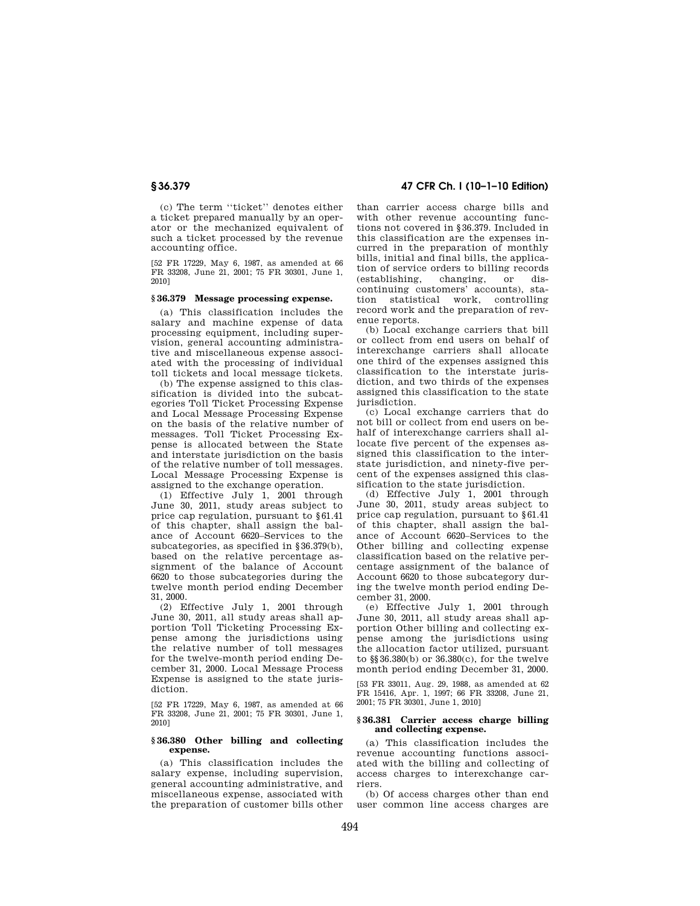(c) The term ''ticket'' denotes either a ticket prepared manually by an operator or the mechanized equivalent of such a ticket processed by the revenue accounting office.

[52 FR 17229, May 6, 1987, as amended at 66 FR 33208, June 21, 2001; 75 FR 30301, June 1, 2010]

## § 36.379 Message processing expense.

(a) This classification includes the salary and machine expense of data processing equipment, including supervision, general accounting administrative and miscellaneous expense associated with the processing of individual toll tickets and local message tickets.

(b) The expense assigned to this classification is divided into the subcategories Toll Ticket Processing Expense and Local Message Processing Expense on the basis of the relative number of messages. Toll Ticket Processing Expense is allocated between the State and interstate jurisdiction on the basis of the relative number of toll messages. Local Message Processing Expense is assigned to the exchange operation.

(1) Effective July 1, 2001 through June 30, 2011, study areas subject to price cap regulation, pursuant to §61.41 of this chapter, shall assign the balance of Account 6620–Services to the subcategories, as specified in §36.379(b), based on the relative percentage assignment of the balance of Account 6620 to those subcategories during the twelve month period ending December 31, 2000.

(2) Effective July 1, 2001 through June 30, 2011, all study areas shall apportion Toll Ticketing Processing Expense among the jurisdictions using the relative number of toll messages for the twelve-month period ending December 31, 2000. Local Message Process Expense is assigned to the state jurisdiction.

[52 FR 17229, May 6, 1987, as amended at 66 FR 33208, June 21, 2001; 75 FR 30301, June 1, 2010]

## § 36.380 Other billing and collecting expense.

(a) This classification includes the salary expense, including supervision, general accounting administrative, and miscellaneous expense, associated with the preparation of customer bills other than carrier access charge bills and with other revenue accounting functions not covered in §36.379. Included in this classification are the expenses incurred in the preparation of monthly bills, initial and final bills, the application of service orders to billing records (establishing, changing, or discontinuing customers' accounts), station statistical work, controlling record work and the preparation of revenue reports.

(b) Local exchange carriers that bill or collect from end users on behalf of interexchange carriers shall allocate one third of the expenses assigned this classification to the interstate jurisdiction, and two thirds of the expenses assigned this classification to the state jurisdiction.

(c) Local exchange carriers that do not bill or collect from end users on behalf of interexchange carriers shall allocate five percent of the expenses assigned this classification to the interstate jurisdiction, and ninety-five percent of the expenses assigned this classification to the state jurisdiction.

(d) Effective July 1, 2001 through June 30, 2011, study areas subject to price cap regulation, pursuant to §61.41 of this chapter, shall assign the balance of Account 6620–Services to the Other billing and collecting expense classification based on the relative percentage assignment of the balance of Account 6620 to those subcategory during the twelve month period ending December 31, 2000.

(e) Effective July 1, 2001 through June 30, 2011, all study areas shall apportion Other billing and collecting expense among the jurisdictions using the allocation factor utilized, pursuant to §§36.380(b) or 36.380(c), for the twelve month period ending December 31, 2000.

[53 FR 33011, Aug. 29, 1988, as amended at 62 FR 15416, Apr. 1, 1997; 66 FR 33208, June 21, 2001; 75 FR 30301, June 1, 2010]

## § 36.381 Carrier access charge billing and collecting expense.

(a) This classification includes the revenue accounting functions associated with the billing and collecting of access charges to interexchange carriers.

(b) Of access charges other than end user common line access charges are